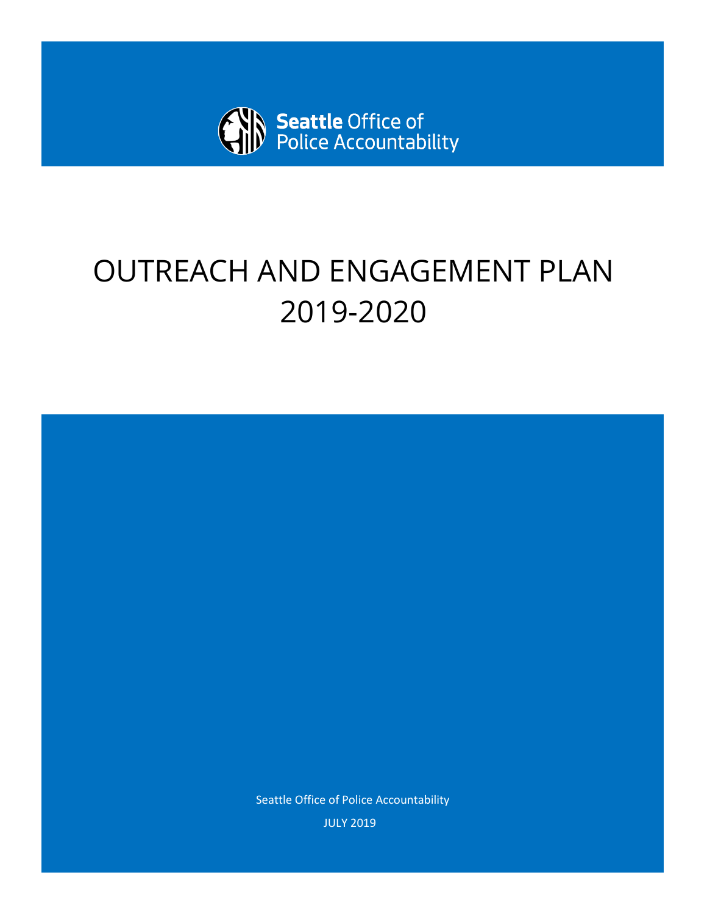Seattle Office of Police Accountability

# OUTREACH AND ENGAGEMENT PLAN 2019-2020

Seattle Office of Police Accountability

JULY 2019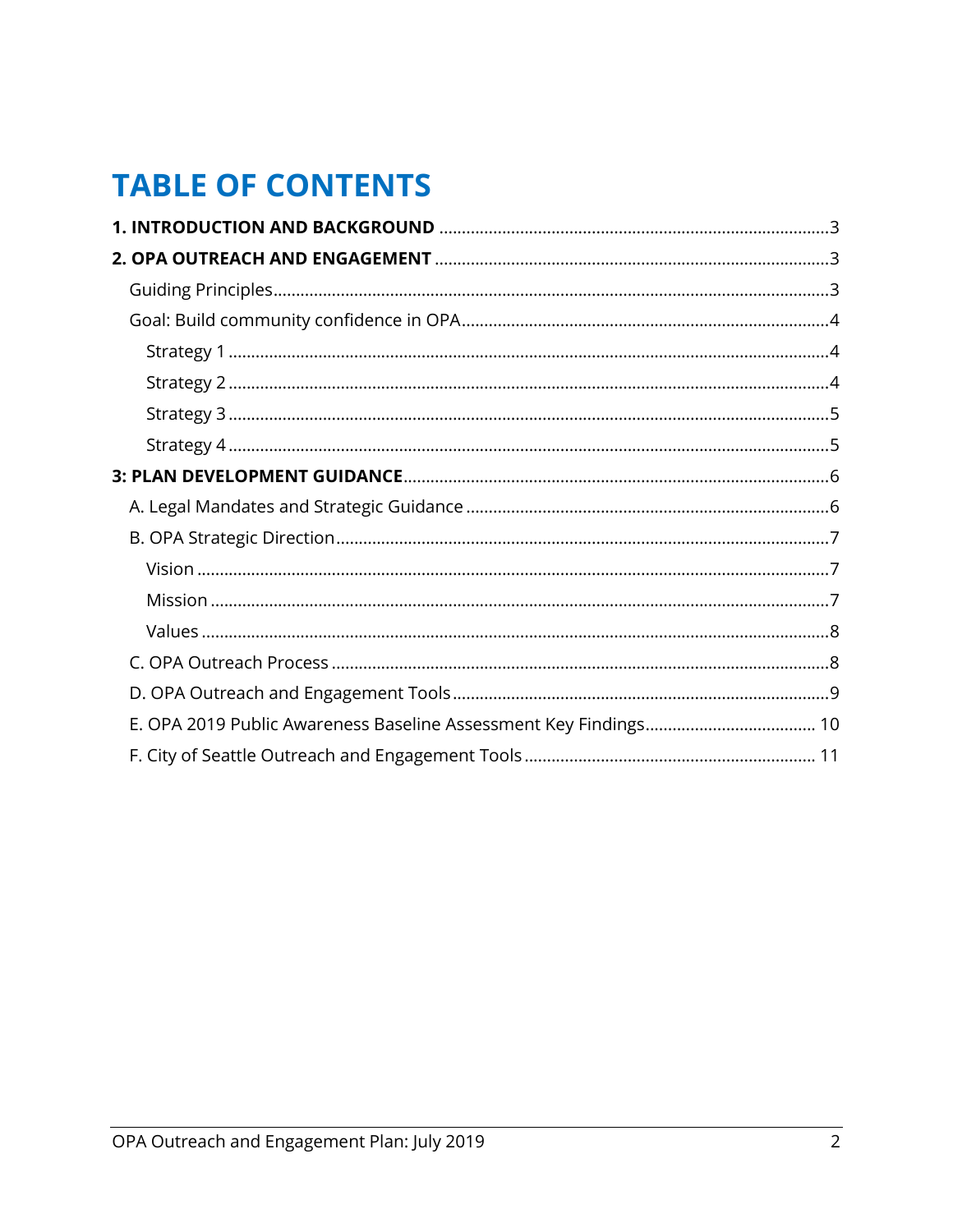# TABLE OF CONTENTS

**1. INTRODUCTION AND BACKGROUND** .......................................................................................3

**2. OPA OUTREACH AND ENGAGEMENT** .......................................................................................3

- Guiding Principles.......................................................................................................................3
- Goal: Build community confidence in OPA.................................................................................4
  - Strategy 1 ...................................................................................................................................4
  - Strategy 2 ...................................................................................................................................4
  - Strategy 3 ...................................................................................................................................5
  - Strategy 4 ...................................................................................................................................5

**3: PLAN DEVELOPMENT GUIDANCE**.............................................................................................6

- A. Legal Mandates and Strategic Guidance ...............................................................................6
- B. OPA Strategic Direction...........................................................................................................7
  - Vision .........................................................................................................................................7
  - Mission .......................................................................................................................................7
  - Values .........................................................................................................................................8
- C. OPA Outreach Process .............................................................................................................8
- D. OPA Outreach and Engagement Tools....................................................................................9
- E. OPA 2019 Public Awareness Baseline Assessment Key Findings..................................... 10
- F. City of Seattle Outreach and Engagement Tools ................................................................ 11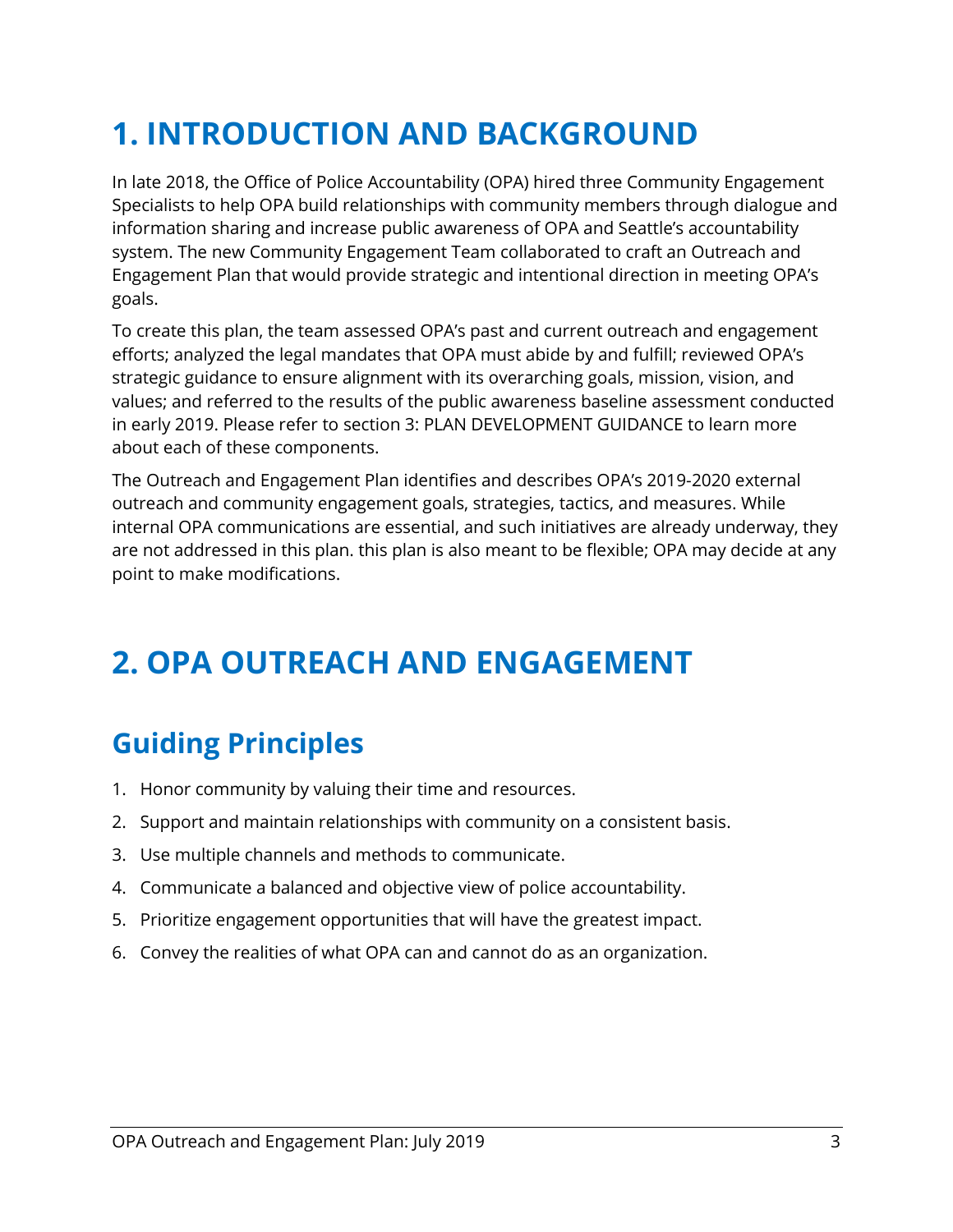# 1. INTRODUCTION AND BACKGROUND

In late 2018, the Office of Police Accountability (OPA) hired three Community Engagement Specialists to help OPA build relationships with community members through dialogue and information sharing and increase public awareness of OPA and Seattle's accountability system. The new Community Engagement Team collaborated to craft an Outreach and Engagement Plan that would provide strategic and intentional direction in meeting OPA's goals.

To create this plan, the team assessed OPA's past and current outreach and engagement efforts; analyzed the legal mandates that OPA must abide by and fulfill; reviewed OPA's strategic guidance to ensure alignment with its overarching goals, mission, vision, and values; and referred to the results of the public awareness baseline assessment conducted in early 2019. Please refer to section 3: PLAN DEVELOPMENT GUIDANCE to learn more about each of these components.

The Outreach and Engagement Plan identifies and describes OPA's 2019-2020 external outreach and community engagement goals, strategies, tactics, and measures. While internal OPA communications are essential, and such initiatives are already underway, they are not addressed in this plan. this plan is also meant to be flexible; OPA may decide at any point to make modifications.

# 2. OPA OUTREACH AND ENGAGEMENT

## Guiding Principles

1. Honor community by valuing their time and resources.
2. Support and maintain relationships with community on a consistent basis.
3. Use multiple channels and methods to communicate.
4. Communicate a balanced and objective view of police accountability.
5. Prioritize engagement opportunities that will have the greatest impact.
6. Convey the realities of what OPA can and cannot do as an organization.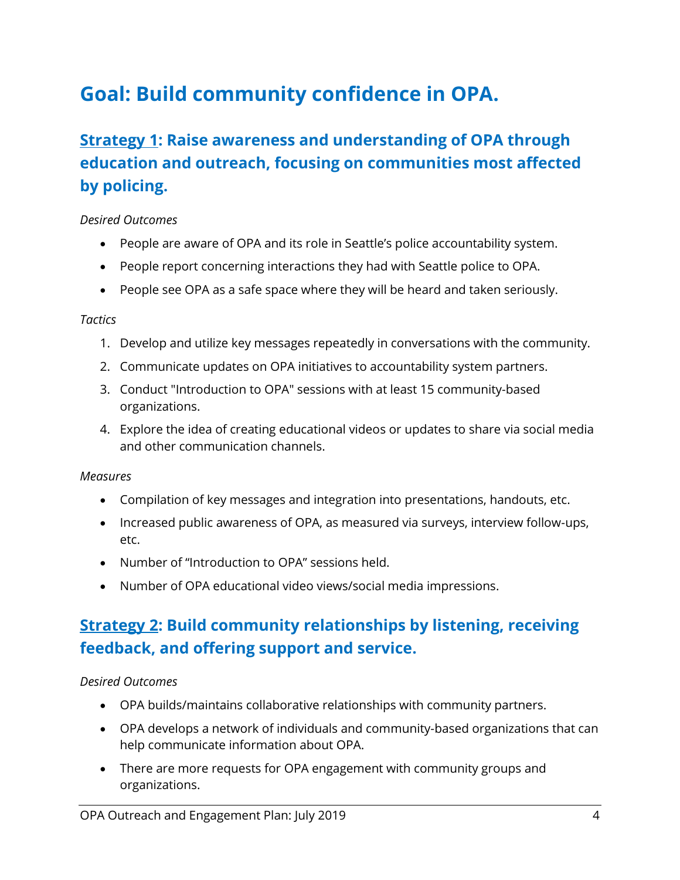# Goal: Build community confidence in OPA.

## Strategy 1: Raise awareness and understanding of OPA through education and outreach, focusing on communities most affected by policing.

*Desired Outcomes*

- People are aware of OPA and its role in Seattle's police accountability system.
- People report concerning interactions they had with Seattle police to OPA.
- People see OPA as a safe space where they will be heard and taken seriously.

*Tactics*

1. Develop and utilize key messages repeatedly in conversations with the community.
2. Communicate updates on OPA initiatives to accountability system partners.
3. Conduct "Introduction to OPA" sessions with at least 15 community-based organizations.
4. Explore the idea of creating educational videos or updates to share via social media and other communication channels.

*Measures*

- Compilation of key messages and integration into presentations, handouts, etc.
- Increased public awareness of OPA, as measured via surveys, interview follow-ups, etc.
- Number of "Introduction to OPA" sessions held.
- Number of OPA educational video views/social media impressions.

## Strategy 2: Build community relationships by listening, receiving feedback, and offering support and service.

*Desired Outcomes*

- OPA builds/maintains collaborative relationships with community partners.
- OPA develops a network of individuals and community-based organizations that can help communicate information about OPA.
- There are more requests for OPA engagement with community groups and organizations.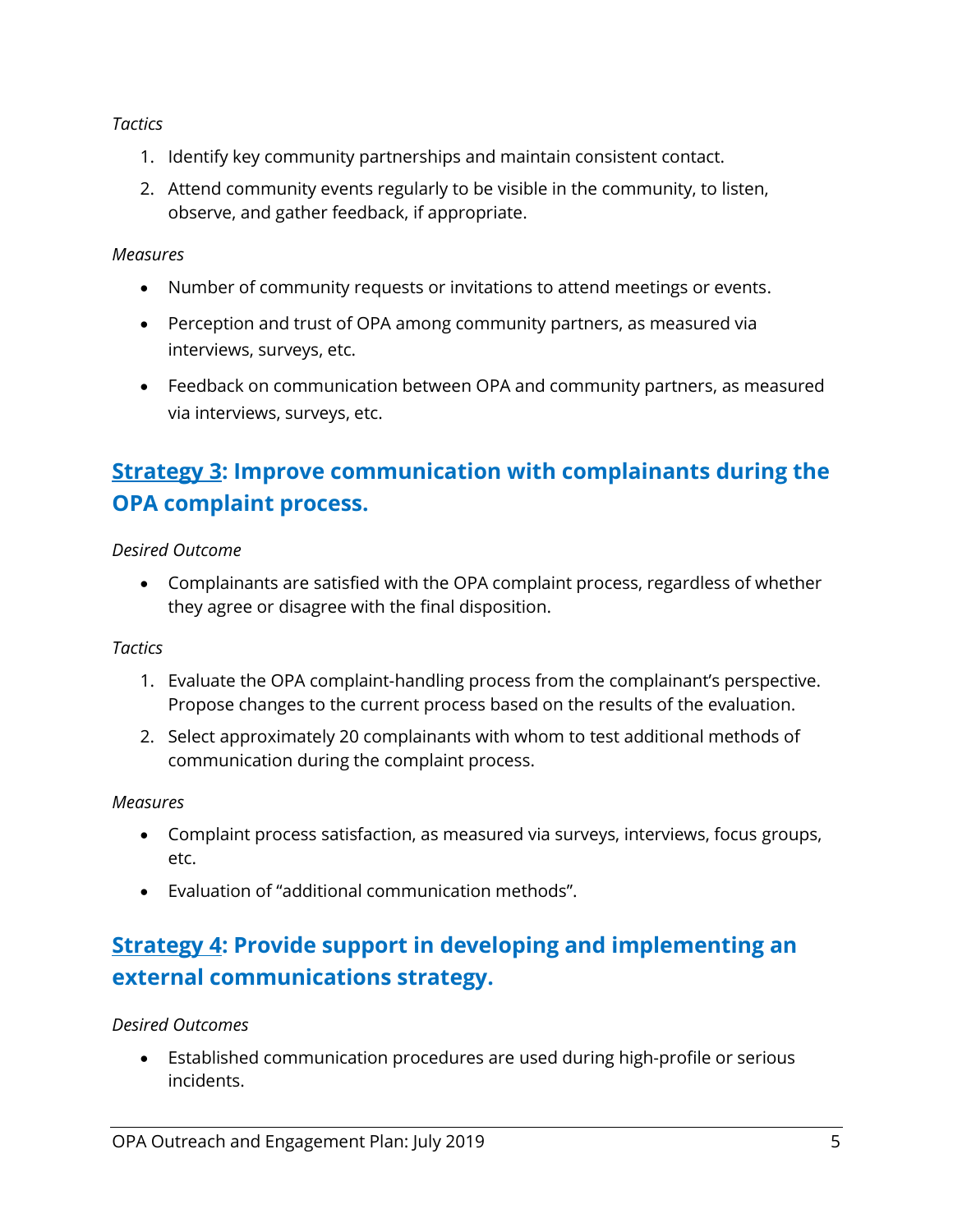*Tactics*

1. Identify key community partnerships and maintain consistent contact.
2. Attend community events regularly to be visible in the community, to listen, observe, and gather feedback, if appropriate.

*Measures*

- Number of community requests or invitations to attend meetings or events.
- Perception and trust of OPA among community partners, as measured via interviews, surveys, etc.
- Feedback on communication between OPA and community partners, as measured via interviews, surveys, etc.

## <u>Strategy 3</u>: Improve communication with complainants during the OPA complaint process.

*Desired Outcome*

- Complainants are satisfied with the OPA complaint process, regardless of whether they agree or disagree with the final disposition.

*Tactics*

1. Evaluate the OPA complaint-handling process from the complainant's perspective. Propose changes to the current process based on the results of the evaluation.
2. Select approximately 20 complainants with whom to test additional methods of communication during the complaint process.

*Measures*

- Complaint process satisfaction, as measured via surveys, interviews, focus groups, etc.
- Evaluation of "additional communication methods".

## <u>Strategy 4</u>: Provide support in developing and implementing an external communications strategy.

*Desired Outcomes*

- Established communication procedures are used during high-profile or serious incidents.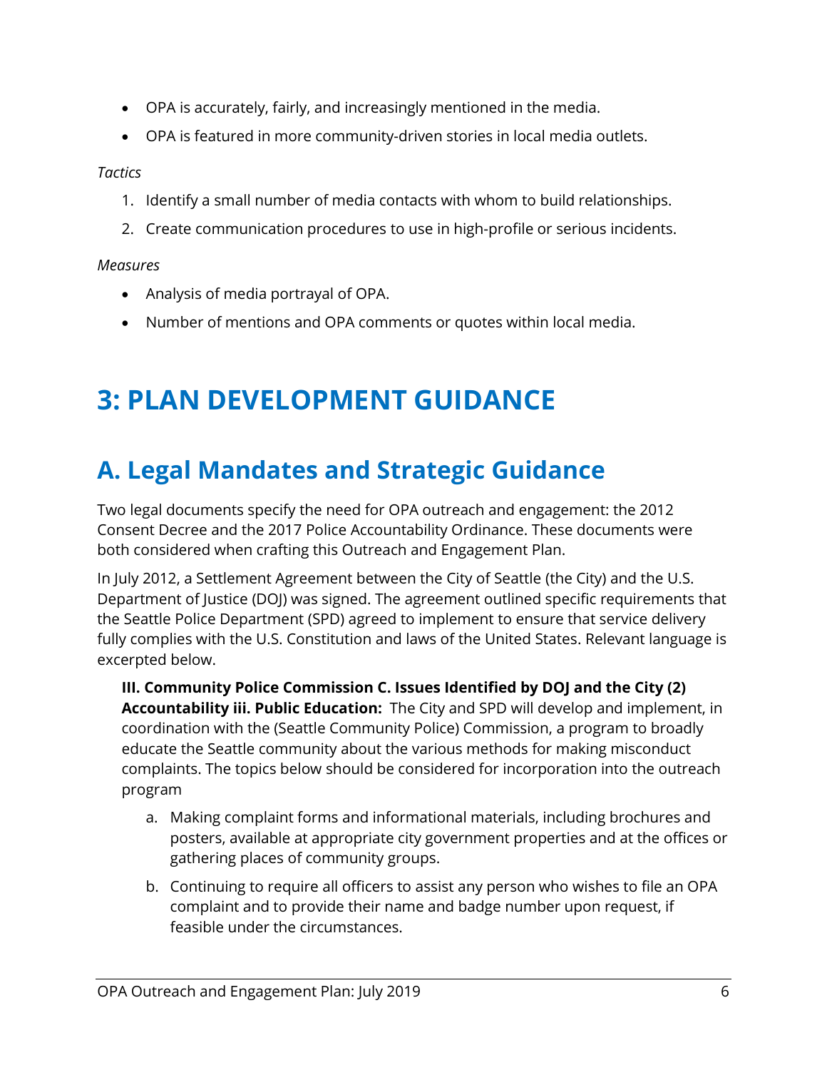- OPA is accurately, fairly, and increasingly mentioned in the media.
- OPA is featured in more community-driven stories in local media outlets.

*Tactics*

1. Identify a small number of media contacts with whom to build relationships.
2. Create communication procedures to use in high-profile or serious incidents.

*Measures*

- Analysis of media portrayal of OPA.
- Number of mentions and OPA comments or quotes within local media.

# 3: PLAN DEVELOPMENT GUIDANCE

## A. Legal Mandates and Strategic Guidance

Two legal documents specify the need for OPA outreach and engagement: the 2012 Consent Decree and the 2017 Police Accountability Ordinance. These documents were both considered when crafting this Outreach and Engagement Plan.

In July 2012, a Settlement Agreement between the City of Seattle (the City) and the U.S. Department of Justice (DOJ) was signed. The agreement outlined specific requirements that the Seattle Police Department (SPD) agreed to implement to ensure that service delivery fully complies with the U.S. Constitution and laws of the United States. Relevant language is excerpted below.

> **III. Community Police Commission C. Issues Identified by DOJ and the City (2) Accountability iii. Public Education:** The City and SPD will develop and implement, in coordination with the (Seattle Community Police) Commission, a program to broadly educate the Seattle community about the various methods for making misconduct complaints. The topics below should be considered for incorporation into the outreach program
>
> a. Making complaint forms and informational materials, including brochures and posters, available at appropriate city government properties and at the offices or gathering places of community groups.
>
> b. Continuing to require all officers to assist any person who wishes to file an OPA complaint and to provide their name and badge number upon request, if feasible under the circumstances.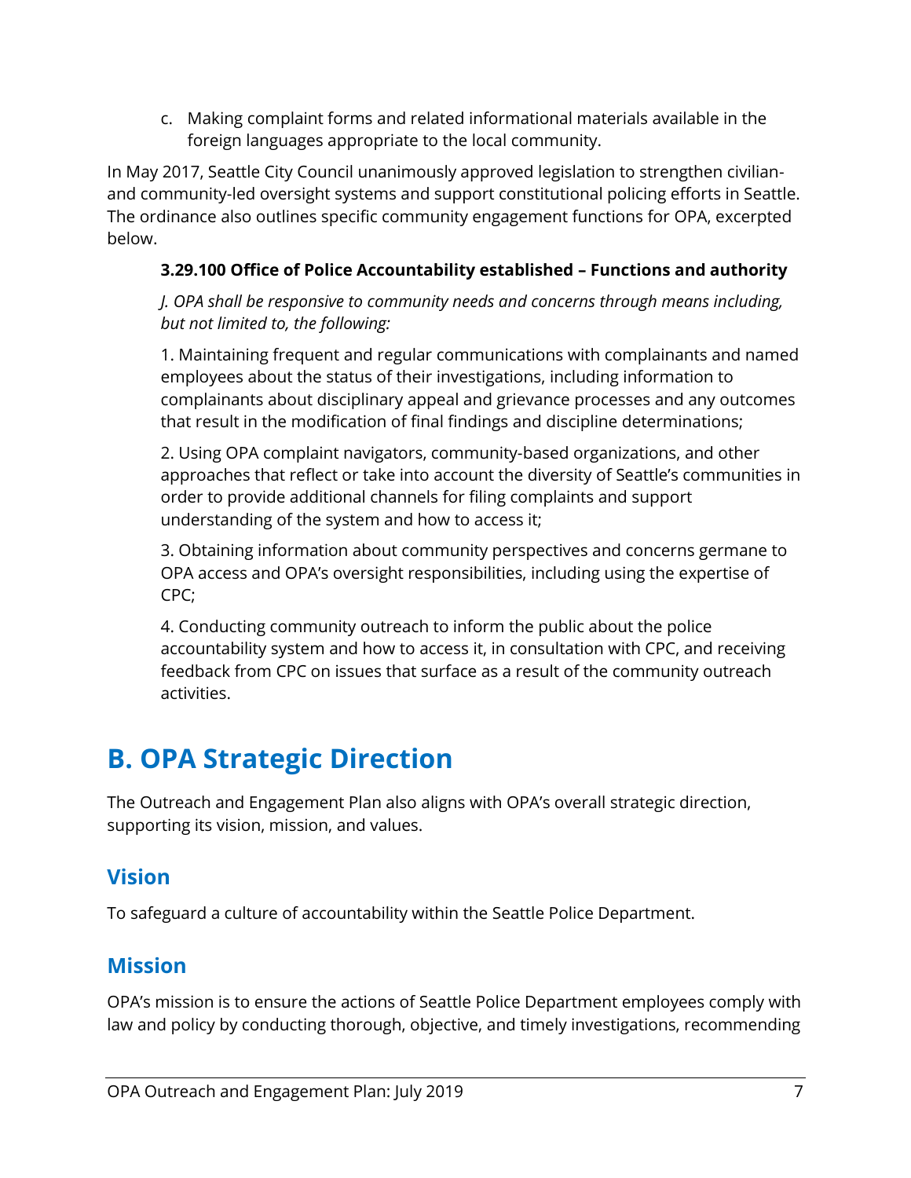c. Making complaint forms and related informational materials available in the foreign languages appropriate to the local community.

In May 2017, Seattle City Council unanimously approved legislation to strengthen civilian- and community-led oversight systems and support constitutional policing efforts in Seattle. The ordinance also outlines specific community engagement functions for OPA, excerpted below.

**3.29.100 Office of Police Accountability established – Functions and authority**

*J. OPA shall be responsive to community needs and concerns through means including, but not limited to, the following:*

1. Maintaining frequent and regular communications with complainants and named employees about the status of their investigations, including information to complainants about disciplinary appeal and grievance processes and any outcomes that result in the modification of final findings and discipline determinations;

2. Using OPA complaint navigators, community-based organizations, and other approaches that reflect or take into account the diversity of Seattle's communities in order to provide additional channels for filing complaints and support understanding of the system and how to access it;

3. Obtaining information about community perspectives and concerns germane to OPA access and OPA's oversight responsibilities, including using the expertise of CPC;

4. Conducting community outreach to inform the public about the police accountability system and how to access it, in consultation with CPC, and receiving feedback from CPC on issues that surface as a result of the community outreach activities.

# B. OPA Strategic Direction

The Outreach and Engagement Plan also aligns with OPA's overall strategic direction, supporting its vision, mission, and values.

## Vision

To safeguard a culture of accountability within the Seattle Police Department.

## Mission

OPA's mission is to ensure the actions of Seattle Police Department employees comply with law and policy by conducting thorough, objective, and timely investigations, recommending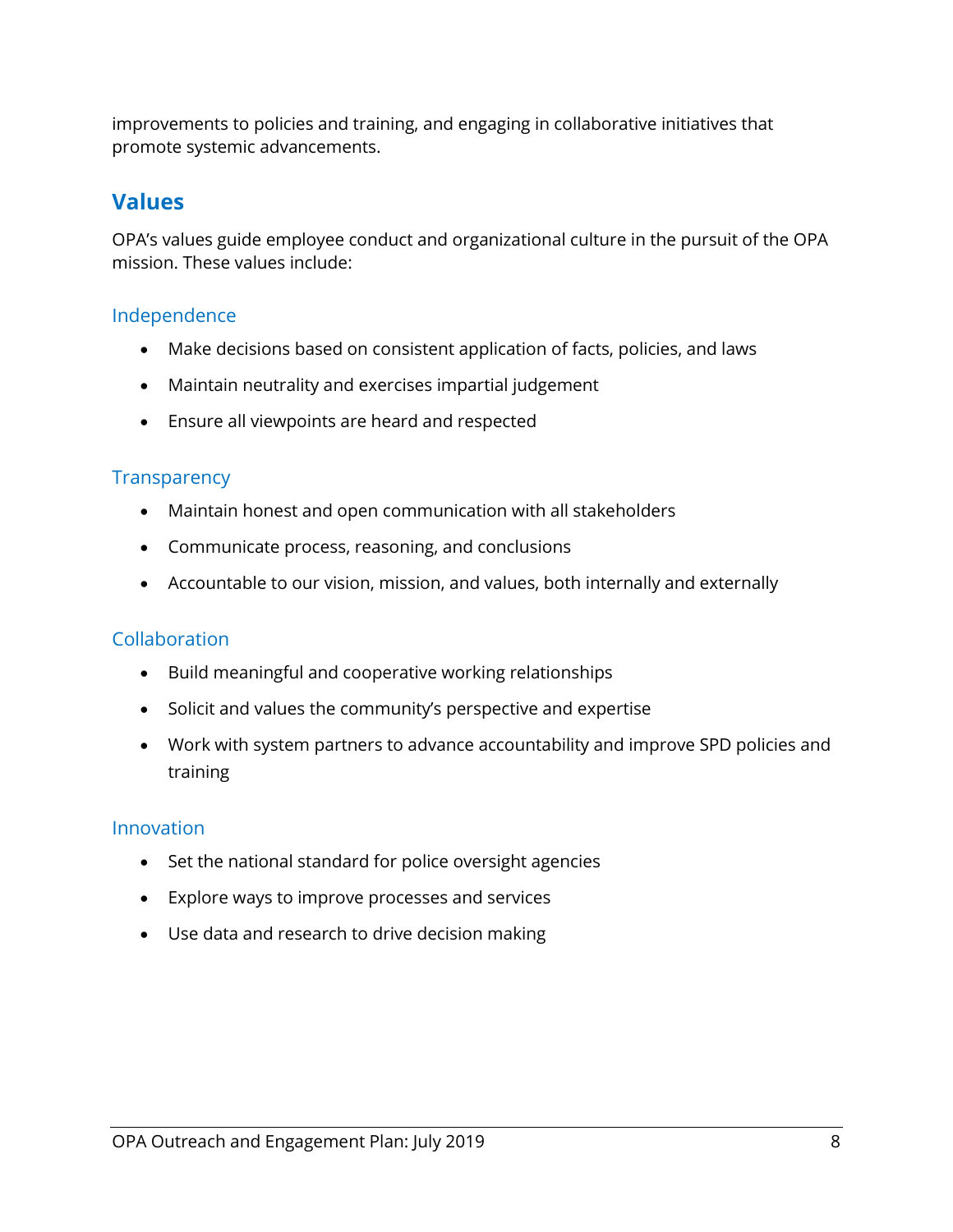improvements to policies and training, and engaging in collaborative initiatives that promote systemic advancements.

## Values

OPA's values guide employee conduct and organizational culture in the pursuit of the OPA mission. These values include:

### Independence

- Make decisions based on consistent application of facts, policies, and laws
- Maintain neutrality and exercises impartial judgement
- Ensure all viewpoints are heard and respected

### Transparency

- Maintain honest and open communication with all stakeholders
- Communicate process, reasoning, and conclusions
- Accountable to our vision, mission, and values, both internally and externally

### Collaboration

- Build meaningful and cooperative working relationships
- Solicit and values the community's perspective and expertise
- Work with system partners to advance accountability and improve SPD policies and training

### Innovation

- Set the national standard for police oversight agencies
- Explore ways to improve processes and services
- Use data and research to drive decision making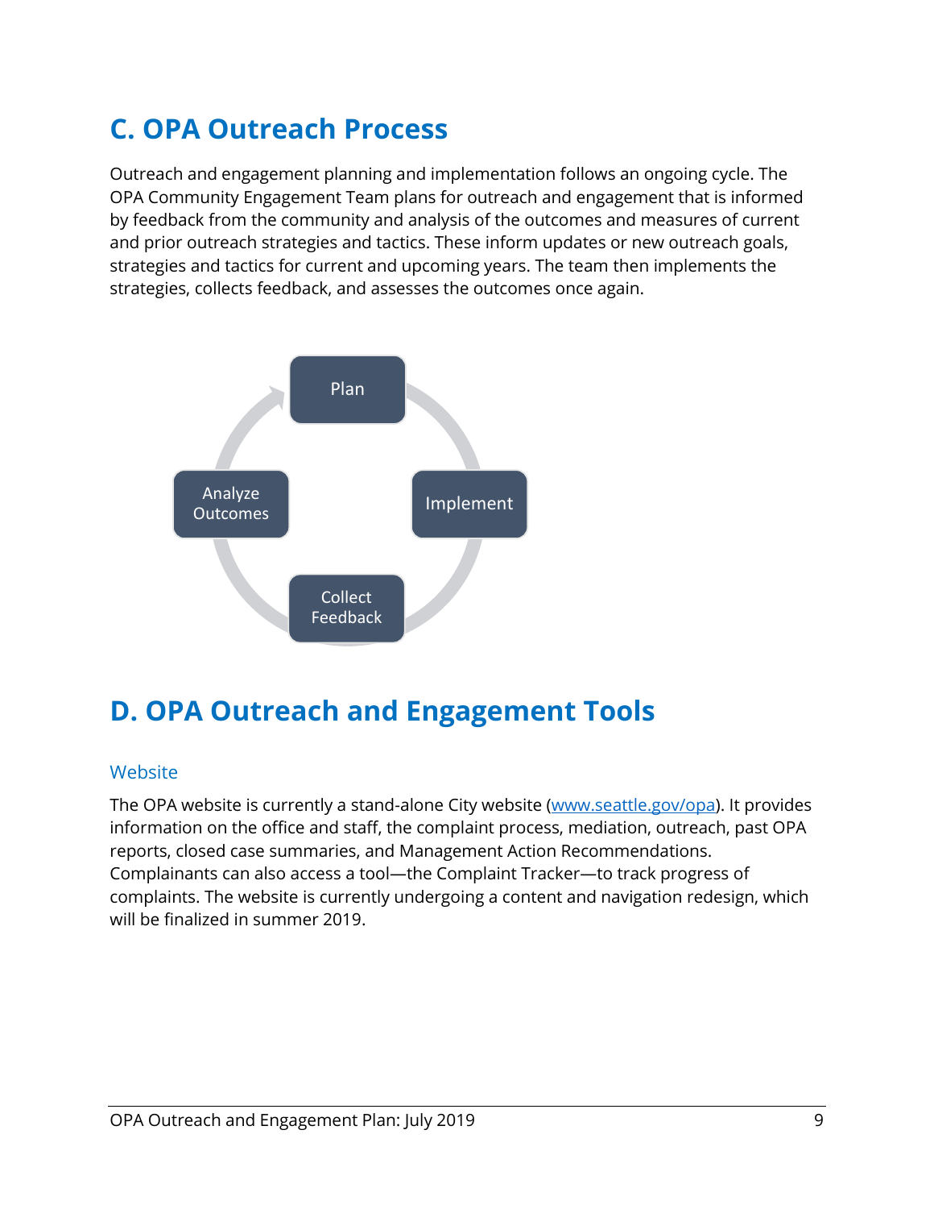## C. OPA Outreach Process

Outreach and engagement planning and implementation follows an ongoing cycle. The OPA Community Engagement Team plans for outreach and engagement that is informed by feedback from the community and analysis of the outcomes and measures of current and prior outreach strategies and tactics. These inform updates or new outreach goals, strategies and tactics for current and upcoming years. The team then implements the strategies, collects feedback, and assesses the outcomes once again.

Plan → Implement → Collect Feedback → Analyze Outcomes

## D. OPA Outreach and Engagement Tools

### Website

The OPA website is currently a stand-alone City website (www.seattle.gov/opa). It provides information on the office and staff, the complaint process, mediation, outreach, past OPA reports, closed case summaries, and Management Action Recommendations. Complainants can also access a tool—the Complaint Tracker—to track progress of complaints. The website is currently undergoing a content and navigation redesign, which will be finalized in summer 2019.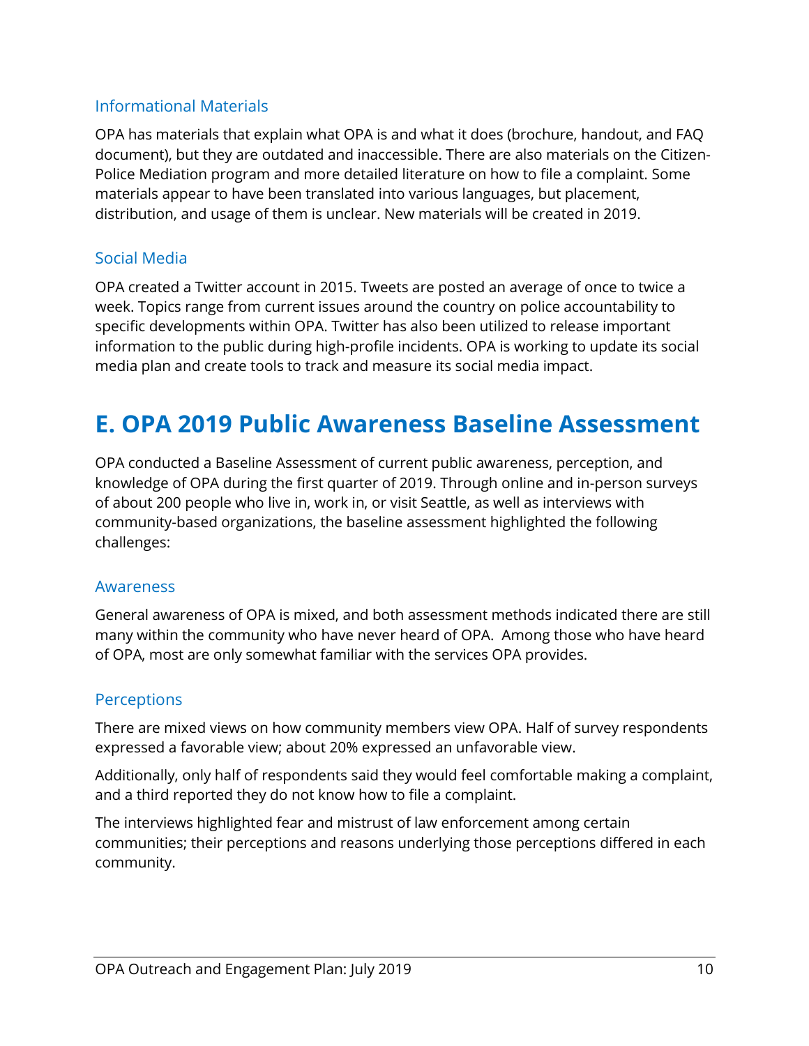### Informational Materials

OPA has materials that explain what OPA is and what it does (brochure, handout, and FAQ document), but they are outdated and inaccessible. There are also materials on the Citizen-Police Mediation program and more detailed literature on how to file a complaint. Some materials appear to have been translated into various languages, but placement, distribution, and usage of them is unclear. New materials will be created in 2019.

### Social Media

OPA created a Twitter account in 2015. Tweets are posted an average of once to twice a week. Topics range from current issues around the country on police accountability to specific developments within OPA. Twitter has also been utilized to release important information to the public during high-profile incidents. OPA is working to update its social media plan and create tools to track and measure its social media impact.

## E. OPA 2019 Public Awareness Baseline Assessment

OPA conducted a Baseline Assessment of current public awareness, perception, and knowledge of OPA during the first quarter of 2019. Through online and in-person surveys of about 200 people who live in, work in, or visit Seattle, as well as interviews with community-based organizations, the baseline assessment highlighted the following challenges:

### Awareness

General awareness of OPA is mixed, and both assessment methods indicated there are still many within the community who have never heard of OPA. Among those who have heard of OPA, most are only somewhat familiar with the services OPA provides.

### Perceptions

There are mixed views on how community members view OPA. Half of survey respondents expressed a favorable view; about 20% expressed an unfavorable view.

Additionally, only half of respondents said they would feel comfortable making a complaint, and a third reported they do not know how to file a complaint.

The interviews highlighted fear and mistrust of law enforcement among certain communities; their perceptions and reasons underlying those perceptions differed in each community.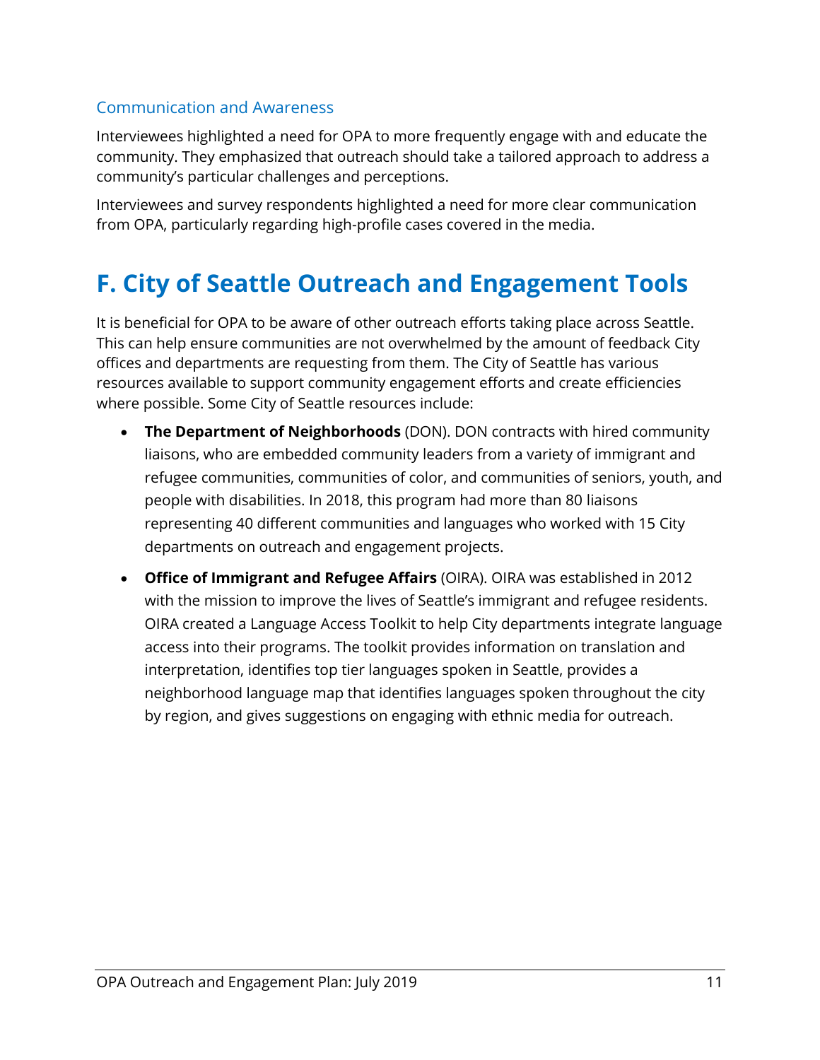### Communication and Awareness

Interviewees highlighted a need for OPA to more frequently engage with and educate the community. They emphasized that outreach should take a tailored approach to address a community's particular challenges and perceptions.

Interviewees and survey respondents highlighted a need for more clear communication from OPA, particularly regarding high-profile cases covered in the media.

## F. City of Seattle Outreach and Engagement Tools

It is beneficial for OPA to be aware of other outreach efforts taking place across Seattle. This can help ensure communities are not overwhelmed by the amount of feedback City offices and departments are requesting from them. The City of Seattle has various resources available to support community engagement efforts and create efficiencies where possible. Some City of Seattle resources include:

- **The Department of Neighborhoods** (DON). DON contracts with hired community liaisons, who are embedded community leaders from a variety of immigrant and refugee communities, communities of color, and communities of seniors, youth, and people with disabilities. In 2018, this program had more than 80 liaisons representing 40 different communities and languages who worked with 15 City departments on outreach and engagement projects.
- **Office of Immigrant and Refugee Affairs** (OIRA). OIRA was established in 2012 with the mission to improve the lives of Seattle's immigrant and refugee residents. OIRA created a Language Access Toolkit to help City departments integrate language access into their programs. The toolkit provides information on translation and interpretation, identifies top tier languages spoken in Seattle, provides a neighborhood language map that identifies languages spoken throughout the city by region, and gives suggestions on engaging with ethnic media for outreach.